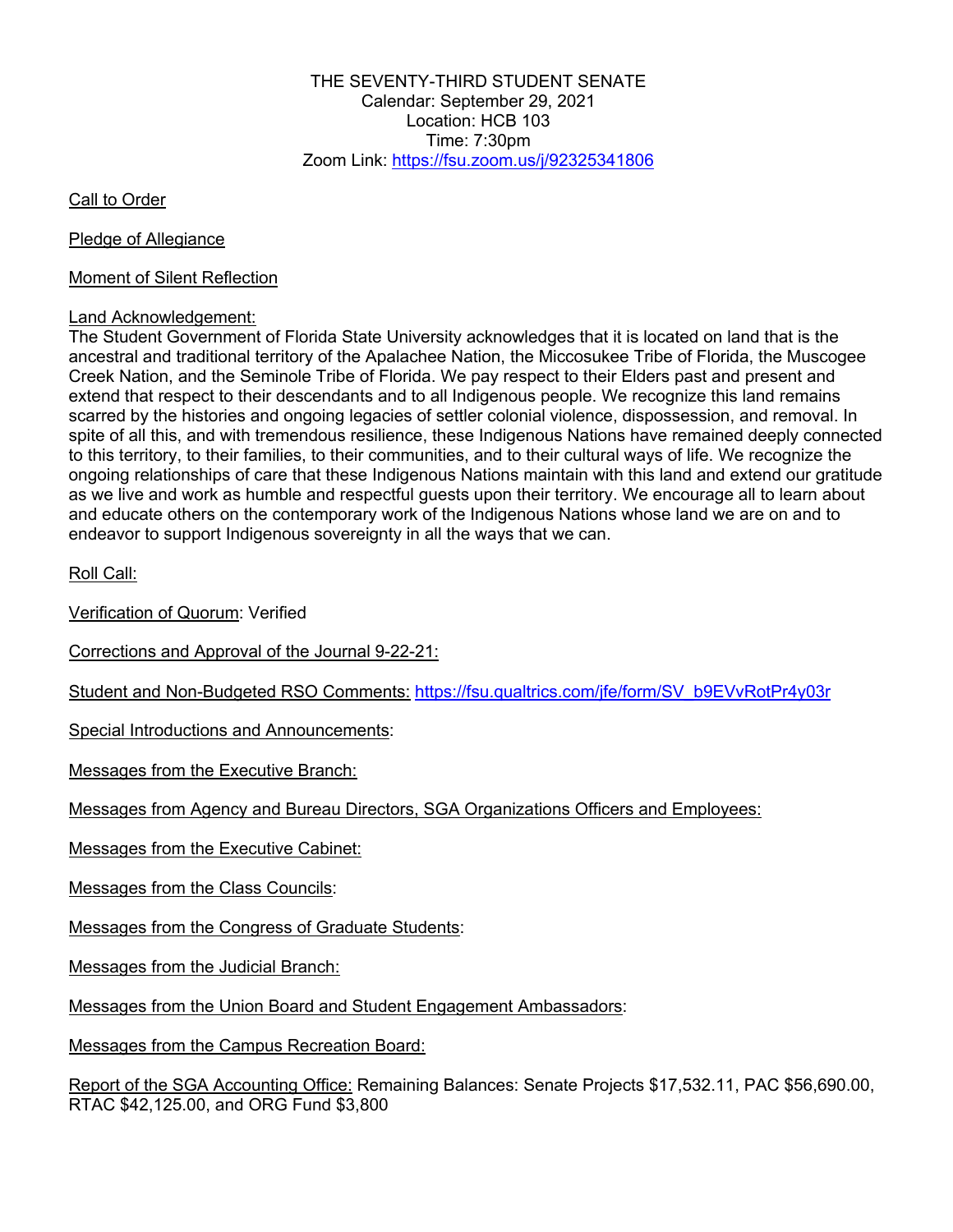THE SEVENTY-THIRD STUDENT SENATE
Calendar: September 29, 2021
Location: HCB 103
Time: 7:30pm
Zoom Link: https://fsu.zoom.us/j/92325341806

Call to Order

Pledge of Allegiance

Moment of Silent Reflection

Land Acknowledgement:
The Student Government of Florida State University acknowledges that it is located on land that is the ancestral and traditional territory of the Apalachee Nation, the Miccosukee Tribe of Florida, the Muscogee Creek Nation, and the Seminole Tribe of Florida. We pay respect to their Elders past and present and extend that respect to their descendants and to all Indigenous people. We recognize this land remains scarred by the histories and ongoing legacies of settler colonial violence, dispossession, and removal. In spite of all this, and with tremendous resilience, these Indigenous Nations have remained deeply connected to this territory, to their families, to their communities, and to their cultural ways of life. We recognize the ongoing relationships of care that these Indigenous Nations maintain with this land and extend our gratitude as we live and work as humble and respectful guests upon their territory. We encourage all to learn about and educate others on the contemporary work of the Indigenous Nations whose land we are on and to endeavor to support Indigenous sovereignty in all the ways that we can.

Roll Call:

Verification of Quorum: Verified

Corrections and Approval of the Journal 9-22-21:

Student and Non-Budgeted RSO Comments: https://fsu.qualtrics.com/jfe/form/SV_b9EVvRotPr4y03r

Special Introductions and Announcements:

Messages from the Executive Branch:

Messages from Agency and Bureau Directors, SGA Organizations Officers and Employees:

Messages from the Executive Cabinet:

Messages from the Class Councils:

Messages from the Congress of Graduate Students:

Messages from the Judicial Branch:

Messages from the Union Board and Student Engagement Ambassadors:

Messages from the Campus Recreation Board:

Report of the SGA Accounting Office: Remaining Balances: Senate Projects $17,532.11, PAC $56,690.00, RTAC $42,125.00, and ORG Fund $3,800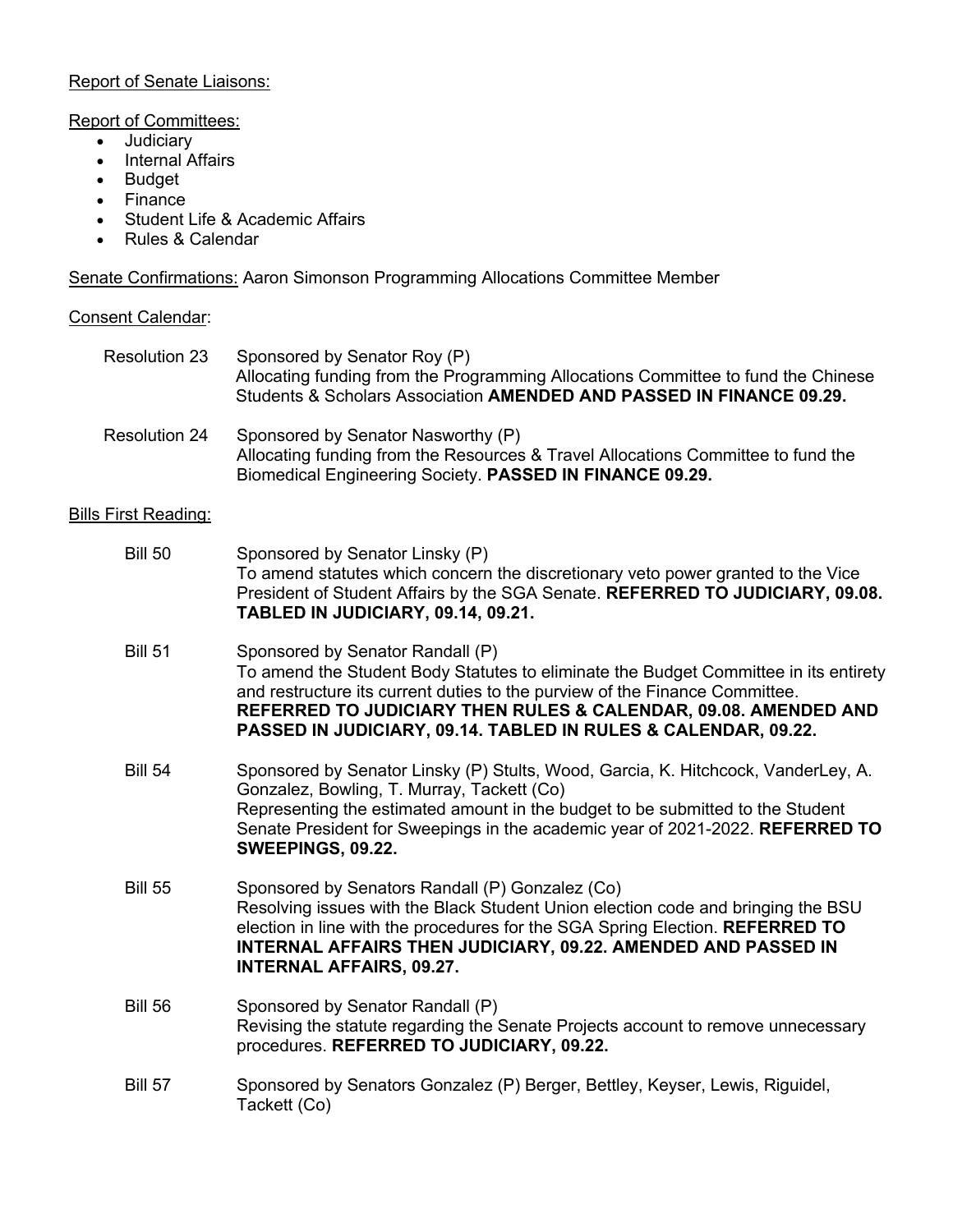Report of Senate Liaisons:

Report of Committees:

- Judiciary
- Internal Affairs
- Budget
- Finance
- Student Life & Academic Affairs
- Rules & Calendar

Senate Confirmations: Aaron Simonson Programming Allocations Committee Member

Consent Calendar:

Resolution 23 — Sponsored by Senator Roy (P)
Allocating funding from the Programming Allocations Committee to fund the Chinese Students & Scholars Association **AMENDED AND PASSED IN FINANCE 09.29.**

Resolution 24 — Sponsored by Senator Nasworthy (P)
Allocating funding from the Resources & Travel Allocations Committee to fund the Biomedical Engineering Society. **PASSED IN FINANCE 09.29.**

Bills First Reading:

Bill 50 — Sponsored by Senator Linsky (P)
To amend statutes which concern the discretionary veto power granted to the Vice President of Student Affairs by the SGA Senate. **REFERRED TO JUDICIARY, 09.08. TABLED IN JUDICIARY, 09.14, 09.21.**

Bill 51 — Sponsored by Senator Randall (P)
To amend the Student Body Statutes to eliminate the Budget Committee in its entirety and restructure its current duties to the purview of the Finance Committee. **REFERRED TO JUDICIARY THEN RULES & CALENDAR, 09.08. AMENDED AND PASSED IN JUDICIARY, 09.14. TABLED IN RULES & CALENDAR, 09.22.**

Bill 54 — Sponsored by Senator Linsky (P) Stults, Wood, Garcia, K. Hitchcock, VanderLey, A. Gonzalez, Bowling, T. Murray, Tackett (Co)
Representing the estimated amount in the budget to be submitted to the Student Senate President for Sweepings in the academic year of 2021-2022. **REFERRED TO SWEEPINGS, 09.22.**

Bill 55 — Sponsored by Senators Randall (P) Gonzalez (Co)
Resolving issues with the Black Student Union election code and bringing the BSU election in line with the procedures for the SGA Spring Election. **REFERRED TO INTERNAL AFFAIRS THEN JUDICIARY, 09.22. AMENDED AND PASSED IN INTERNAL AFFAIRS, 09.27.**

Bill 56 — Sponsored by Senator Randall (P)
Revising the statute regarding the Senate Projects account to remove unnecessary procedures. **REFERRED TO JUDICIARY, 09.22.**

Bill 57 — Sponsored by Senators Gonzalez (P) Berger, Bettley, Keyser, Lewis, Riguidel, Tackett (Co)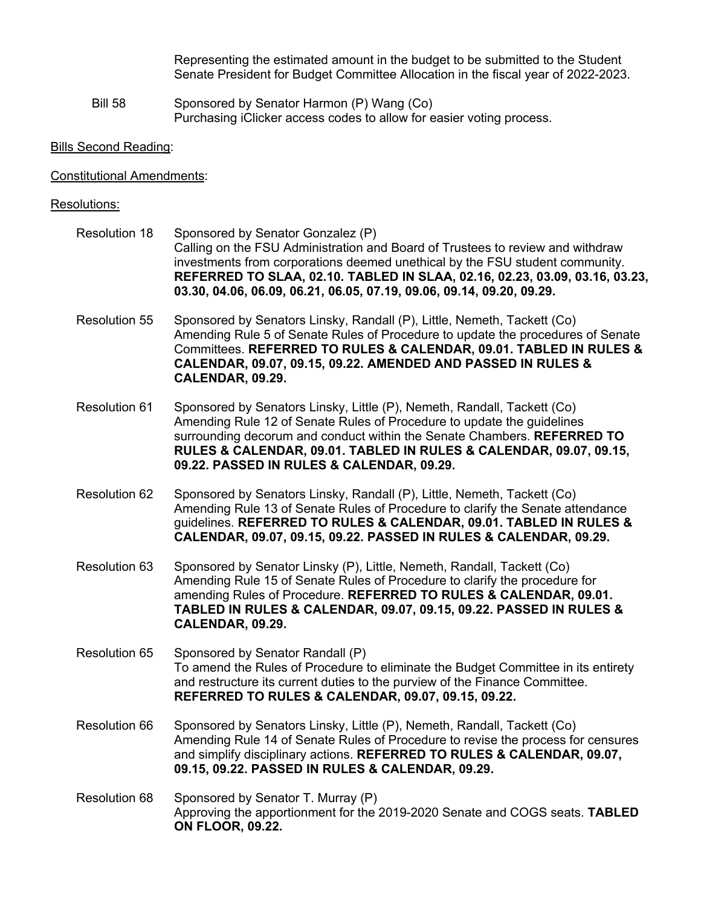Representing the estimated amount in the budget to be submitted to the Student Senate President for Budget Committee Allocation in the fiscal year of 2022-2023.

Bill 58 Sponsored by Senator Harmon (P) Wang (Co)
Purchasing iClicker access codes to allow for easier voting process.

Bills Second Reading:

Constitutional Amendments:

Resolutions:

Resolution 18 Sponsored by Senator Gonzalez (P)
Calling on the FSU Administration and Board of Trustees to review and withdraw investments from corporations deemed unethical by the FSU student community. **REFERRED TO SLAA, 02.10. TABLED IN SLAA, 02.16, 02.23, 03.09, 03.16, 03.23, 03.30, 04.06, 06.09, 06.21, 06.05, 07.19, 09.06, 09.14, 09.20, 09.29.**

Resolution 55 Sponsored by Senators Linsky, Randall (P), Little, Nemeth, Tackett (Co)
Amending Rule 5 of Senate Rules of Procedure to update the procedures of Senate Committees. **REFERRED TO RULES & CALENDAR, 09.01. TABLED IN RULES & CALENDAR, 09.07, 09.15, 09.22. AMENDED AND PASSED IN RULES & CALENDAR, 09.29.**

Resolution 61 Sponsored by Senators Linsky, Little (P), Nemeth, Randall, Tackett (Co)
Amending Rule 12 of Senate Rules of Procedure to update the guidelines surrounding decorum and conduct within the Senate Chambers. **REFERRED TO RULES & CALENDAR, 09.01. TABLED IN RULES & CALENDAR, 09.07, 09.15, 09.22. PASSED IN RULES & CALENDAR, 09.29.**

Resolution 62 Sponsored by Senators Linsky, Randall (P), Little, Nemeth, Tackett (Co)
Amending Rule 13 of Senate Rules of Procedure to clarify the Senate attendance guidelines. **REFERRED TO RULES & CALENDAR, 09.01. TABLED IN RULES & CALENDAR, 09.07, 09.15, 09.22. PASSED IN RULES & CALENDAR, 09.29.**

Resolution 63 Sponsored by Senator Linsky (P), Little, Nemeth, Randall, Tackett (Co)
Amending Rule 15 of Senate Rules of Procedure to clarify the procedure for amending Rules of Procedure. **REFERRED TO RULES & CALENDAR, 09.01. TABLED IN RULES & CALENDAR, 09.07, 09.15, 09.22. PASSED IN RULES & CALENDAR, 09.29.**

Resolution 65 Sponsored by Senator Randall (P)
To amend the Rules of Procedure to eliminate the Budget Committee in its entirety and restructure its current duties to the purview of the Finance Committee. **REFERRED TO RULES & CALENDAR, 09.07, 09.15, 09.22.**

Resolution 66 Sponsored by Senators Linsky, Little (P), Nemeth, Randall, Tackett (Co)
Amending Rule 14 of Senate Rules of Procedure to revise the process for censures and simplify disciplinary actions. **REFERRED TO RULES & CALENDAR, 09.07, 09.15, 09.22. PASSED IN RULES & CALENDAR, 09.29.**

Resolution 68 Sponsored by Senator T. Murray (P)
Approving the apportionment for the 2019-2020 Senate and COGS seats. **TABLED ON FLOOR, 09.22.**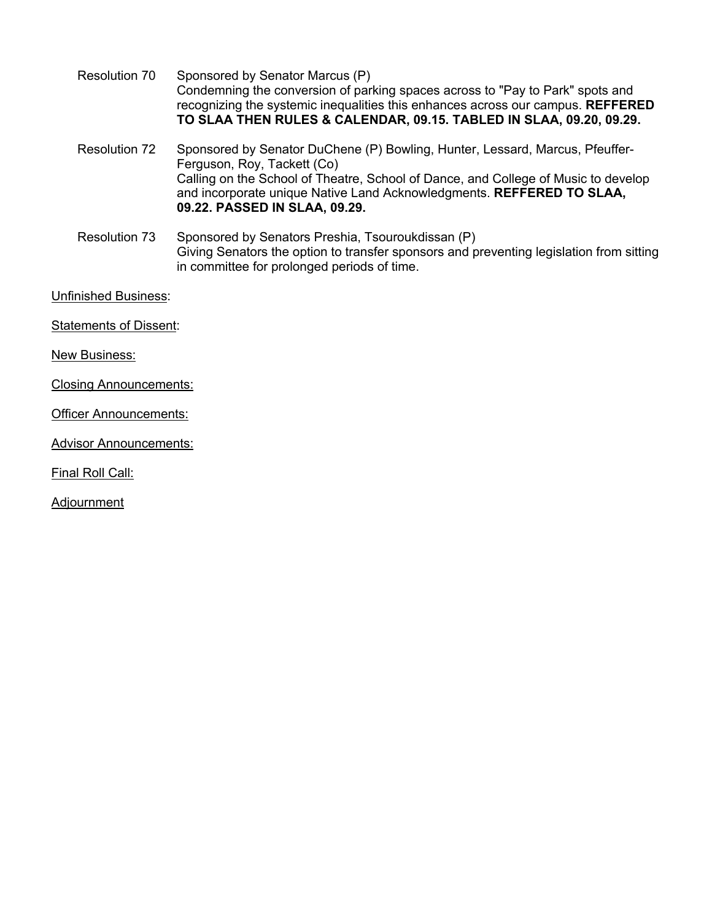Resolution 70 Sponsored by Senator Marcus (P)
Condemning the conversion of parking spaces across to "Pay to Park" spots and recognizing the systemic inequalities this enhances across our campus. **REFFERED TO SLAA THEN RULES & CALENDAR, 09.15. TABLED IN SLAA, 09.20, 09.29.**

Resolution 72 Sponsored by Senator DuChene (P) Bowling, Hunter, Lessard, Marcus, Pfeuffer-Ferguson, Roy, Tackett (Co)
Calling on the School of Theatre, School of Dance, and College of Music to develop and incorporate unique Native Land Acknowledgments. **REFFERED TO SLAA, 09.22. PASSED IN SLAA, 09.29.**

Resolution 73 Sponsored by Senators Preshia, Tsouroukdissan (P)
Giving Senators the option to transfer sponsors and preventing legislation from sitting in committee for prolonged periods of time.

<u>Unfinished Business</u>:

<u>Statements of Dissent</u>:

<u>New Business:</u>

<u>Closing Announcements:</u>

<u>Officer Announcements:</u>

<u>Advisor Announcements:</u>

<u>Final Roll Call:</u>

<u>Adjournment</u>